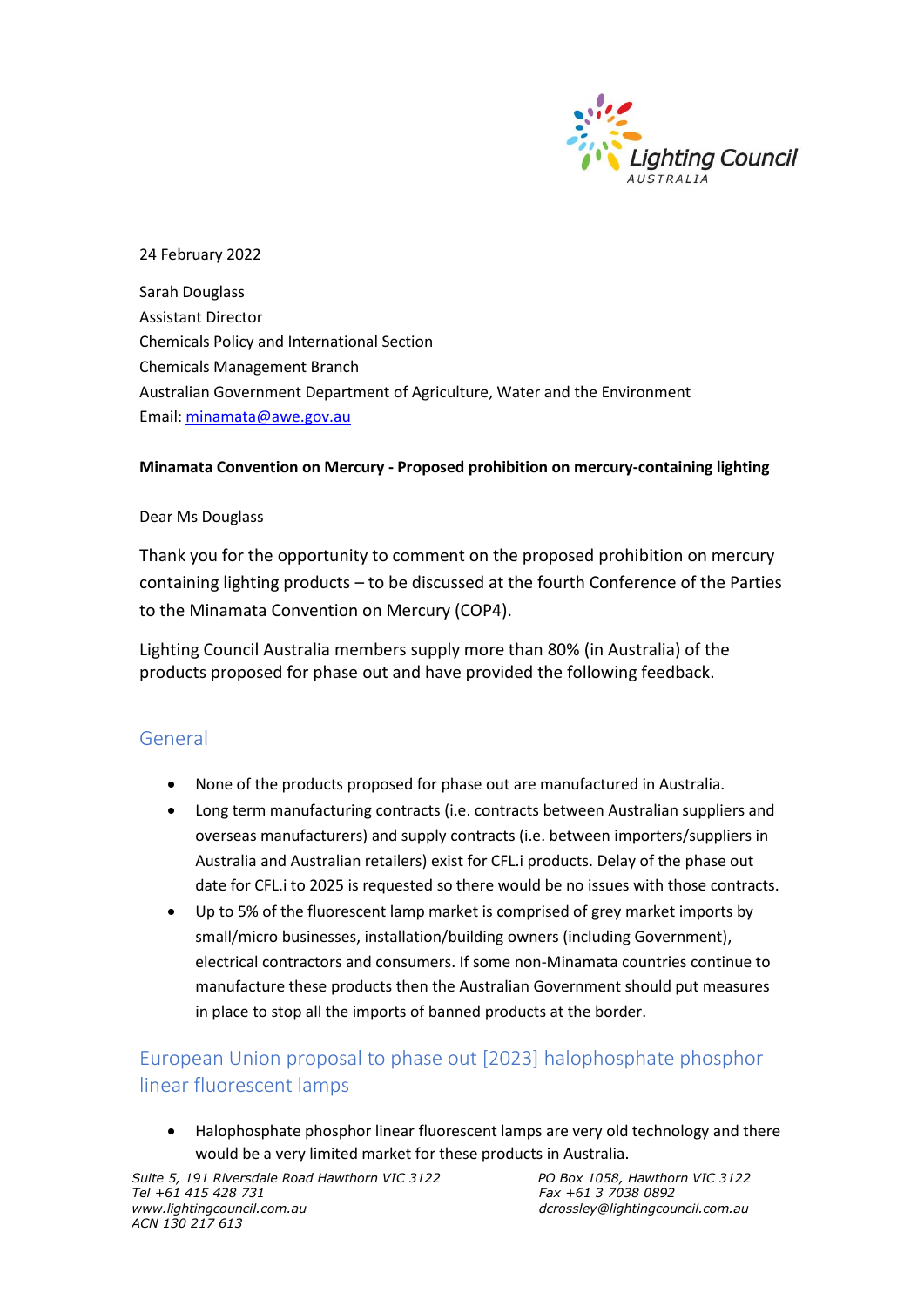24 February 2022

Sarah Douglass
Assistant Director
Chemicals Policy and International Section
Chemicals Management Branch
Australian Government Department of Agriculture, Water and the Environment
Email: minamata@awe.gov.au

**Minamata Convention on Mercury - Proposed prohibition on mercury-containing lighting**

Dear Ms Douglass

Thank you for the opportunity to comment on the proposed prohibition on mercury containing lighting products – to be discussed at the fourth Conference of the Parties to the Minamata Convention on Mercury (COP4).

Lighting Council Australia members supply more than 80% (in Australia) of the products proposed for phase out and have provided the following feedback.

## General

- None of the products proposed for phase out are manufactured in Australia.
- Long term manufacturing contracts (i.e. contracts between Australian suppliers and overseas manufacturers) and supply contracts (i.e. between importers/suppliers in Australia and Australian retailers) exist for CFL.i products. Delay of the phase out date for CFL.i to 2025 is requested so there would be no issues with those contracts.
- Up to 5% of the fluorescent lamp market is comprised of grey market imports by small/micro businesses, installation/building owners (including Government), electrical contractors and consumers. If some non-Minamata countries continue to manufacture these products then the Australian Government should put measures in place to stop all the imports of banned products at the border.

## European Union proposal to phase out [2023] halophosphate phosphor linear fluorescent lamps

- Halophosphate phosphor linear fluorescent lamps are very old technology and there would be a very limited market for these products in Australia.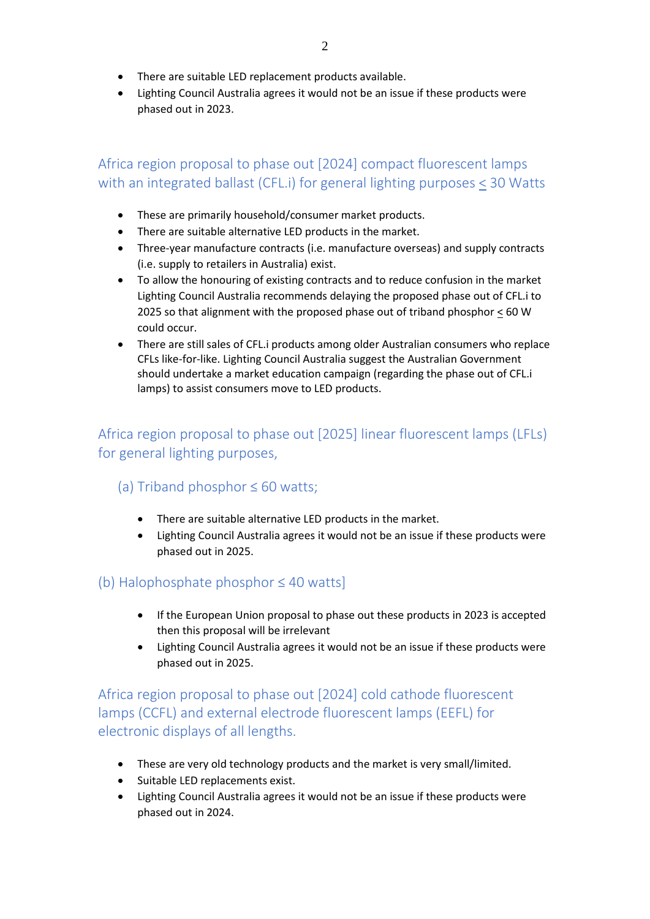- There are suitable LED replacement products available.
- Lighting Council Australia agrees it would not be an issue if these products were phased out in 2023.

## Africa region proposal to phase out [2024] compact fluorescent lamps with an integrated ballast (CFL.i) for general lighting purposes ≤ 30 Watts

- These are primarily household/consumer market products.
- There are suitable alternative LED products in the market.
- Three-year manufacture contracts (i.e. manufacture overseas) and supply contracts (i.e. supply to retailers in Australia) exist.
- To allow the honouring of existing contracts and to reduce confusion in the market Lighting Council Australia recommends delaying the proposed phase out of CFL.i to 2025 so that alignment with the proposed phase out of triband phosphor ≤ 60 W could occur.
- There are still sales of CFL.i products among older Australian consumers who replace CFLs like-for-like. Lighting Council Australia suggest the Australian Government should undertake a market education campaign (regarding the phase out of CFL.i lamps) to assist consumers move to LED products.

## Africa region proposal to phase out [2025] linear fluorescent lamps (LFLs) for general lighting purposes,

### (a) Triband phosphor ≤ 60 watts;

- There are suitable alternative LED products in the market.
- Lighting Council Australia agrees it would not be an issue if these products were phased out in 2025.

### (b) Halophosphate phosphor ≤ 40 watts]

- If the European Union proposal to phase out these products in 2023 is accepted then this proposal will be irrelevant
- Lighting Council Australia agrees it would not be an issue if these products were phased out in 2025.

## Africa region proposal to phase out [2024] cold cathode fluorescent lamps (CCFL) and external electrode fluorescent lamps (EEFL) for electronic displays of all lengths.

- These are very old technology products and the market is very small/limited.
- Suitable LED replacements exist.
- Lighting Council Australia agrees it would not be an issue if these products were phased out in 2024.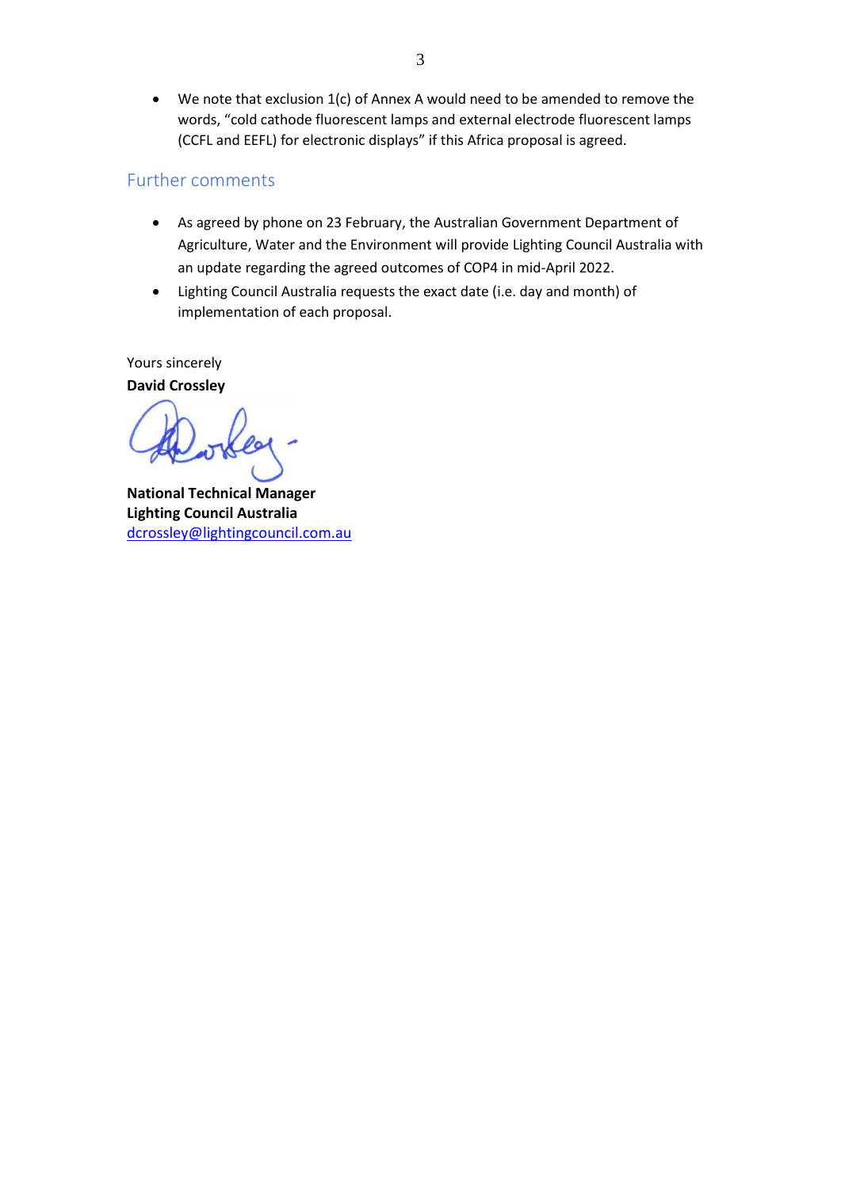- We note that exclusion 1(c) of Annex A would need to be amended to remove the words, "cold cathode fluorescent lamps and external electrode fluorescent lamps (CCFL and EEFL) for electronic displays" if this Africa proposal is agreed.

## Further comments

- As agreed by phone on 23 February, the Australian Government Department of Agriculture, Water and the Environment will provide Lighting Council Australia with an update regarding the agreed outcomes of COP4 in mid-April 2022.
- Lighting Council Australia requests the exact date (i.e. day and month) of implementation of each proposal.

Yours sincerely

**David Crossley**

**National Technical Manager**
**Lighting Council Australia**
dcrossley@lightingcouncil.com.au